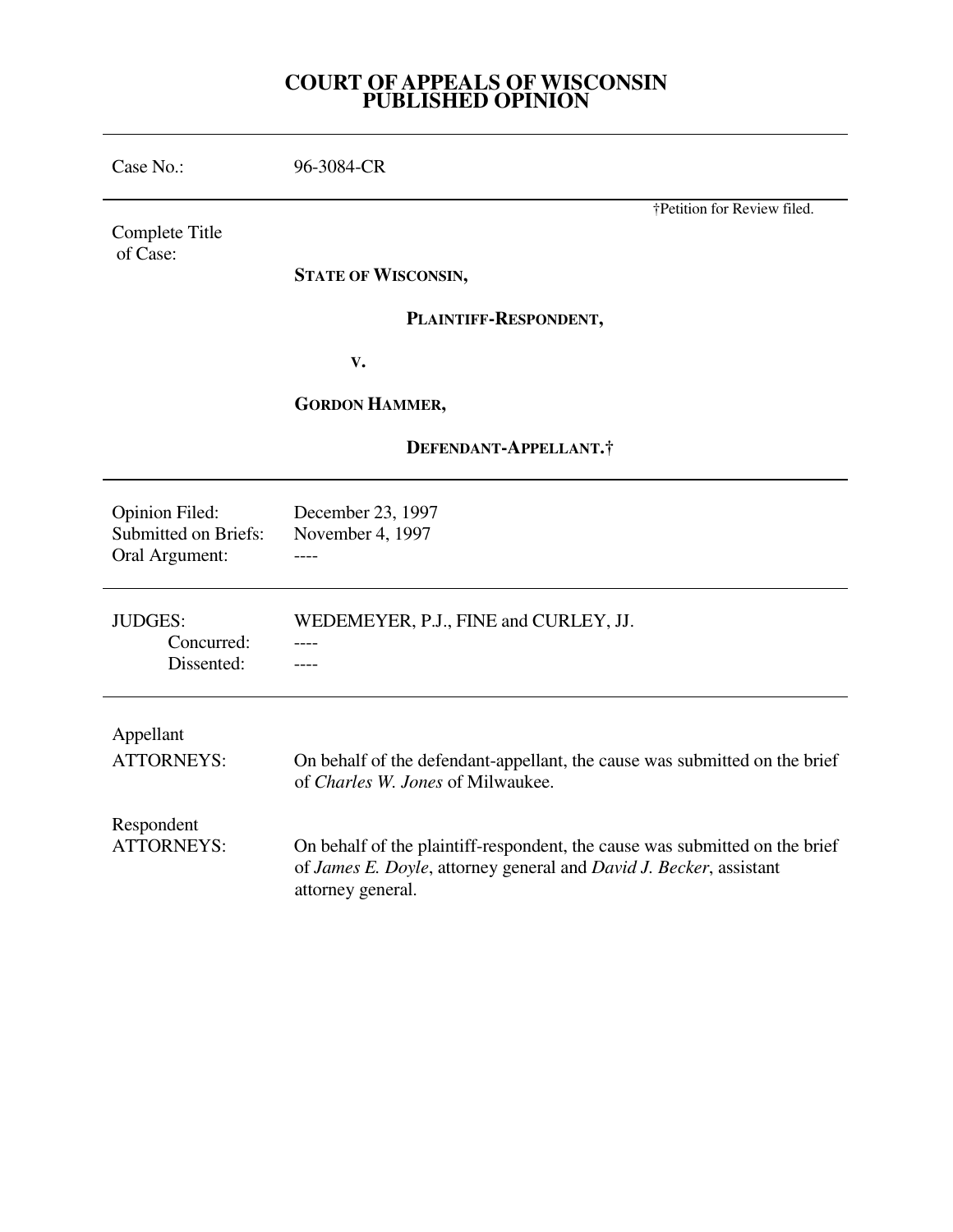# COURT OF APPEALS OF WISCONSIN
# PUBLISHED OPINION

| | |
|---|---|
| Case No.: | 96-3084-CR |

†Petition for Review filed.

Complete Title of Case:

**STATE OF WISCONSIN,**

**PLAINTIFF-RESPONDENT,**

**V.**

**GORDON HAMMER,**

**DEFENDANT-APPELLANT.†**

| | |
|---|---|
| Opinion Filed: | December 23, 1997 |
| Submitted on Briefs: | November 4, 1997 |
| Oral Argument: | ---- |

| | |
|---|---|
| JUDGES: | WEDEMEYER, P.J., FINE and CURLEY, JJ. |
| Concurred: | ---- |
| Dissented: | ---- |

| | |
|---|---|
| Appellant ATTORNEYS: | On behalf of the defendant-appellant, the cause was submitted on the brief of *Charles W. Jones* of Milwaukee. |
| Respondent ATTORNEYS: | On behalf of the plaintiff-respondent, the cause was submitted on the brief of *James E. Doyle*, attorney general and *David J. Becker*, assistant attorney general. |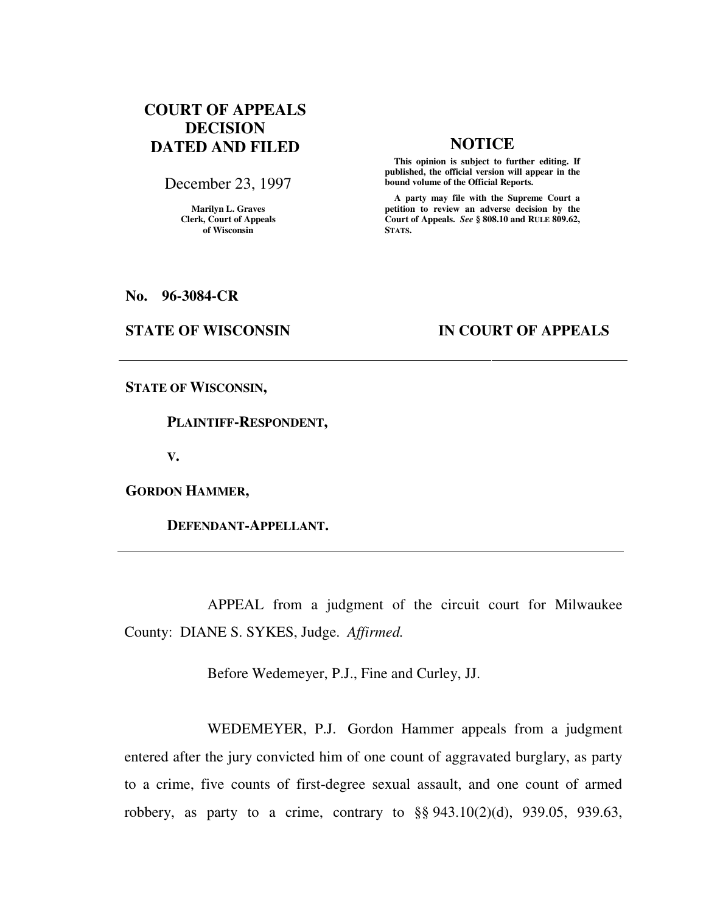**COURT OF APPEALS DECISION DATED AND FILED**

December 23, 1997

Marilyn L. Graves
Clerk, Court of Appeals
of Wisconsin

**NOTICE**

**This opinion is subject to further editing. If published, the official version will appear in the bound volume of the Official Reports.**

**A party may file with the Supreme Court a petition to review an adverse decision by the Court of Appeals.** ***See*** **§ 808.10 and RULE 809.62, STATS.**

**No. 96-3084-CR**

**STATE OF WISCONSIN** **IN COURT OF APPEALS**

---

**STATE OF WISCONSIN,**

**PLAINTIFF-RESPONDENT,**

**V.**

**GORDON HAMMER,**

**DEFENDANT-APPELLANT.**

---

APPEAL from a judgment of the circuit court for Milwaukee County: DIANE S. SYKES, Judge. *Affirmed.*

Before Wedemeyer, P.J., Fine and Curley, JJ.

WEDEMEYER, P.J. Gordon Hammer appeals from a judgment entered after the jury convicted him of one count of aggravated burglary, as party to a crime, five counts of first-degree sexual assault, and one count of armed robbery, as party to a crime, contrary to §§ 943.10(2)(d), 939.05, 939.63,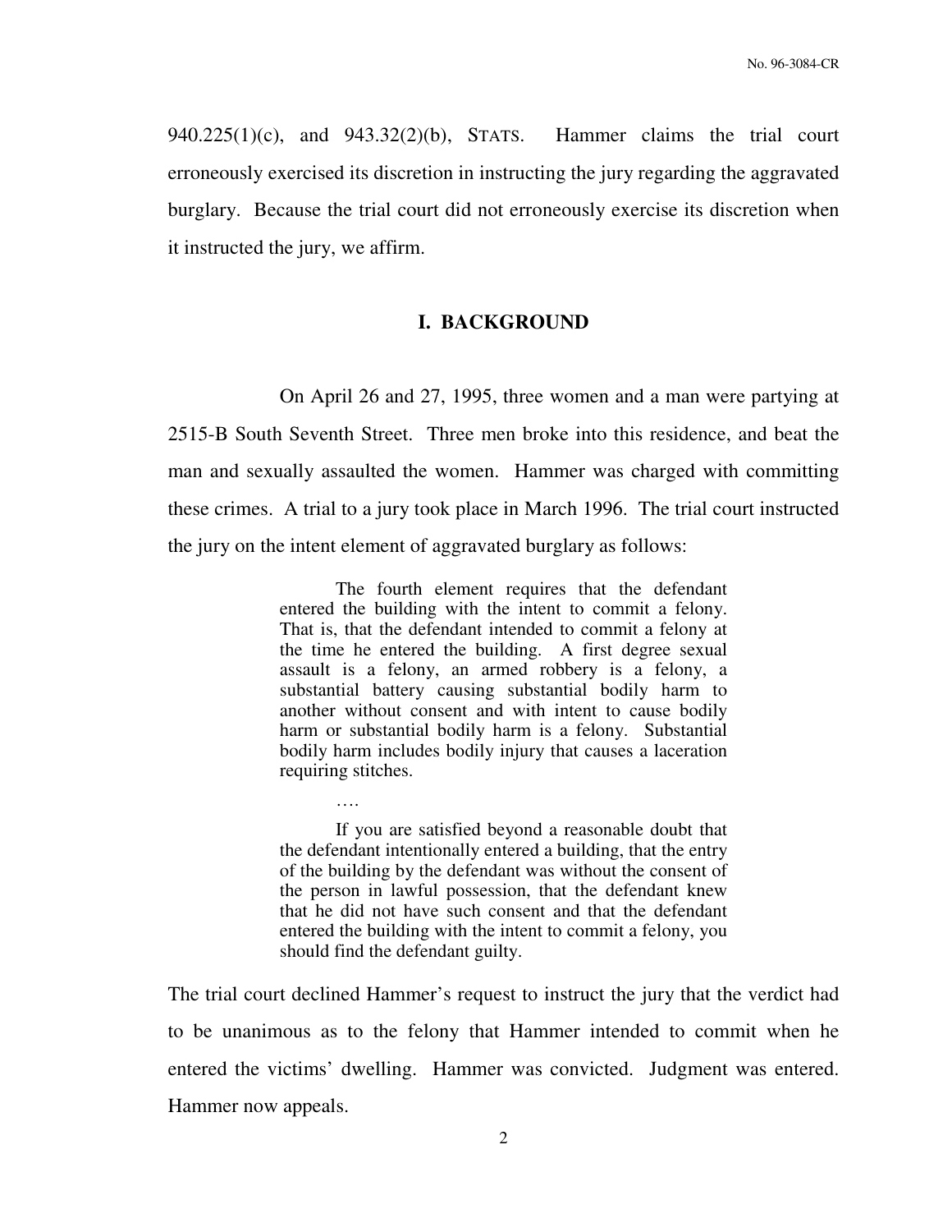940.225(1)(c), and 943.32(2)(b), STATS. Hammer claims the trial court erroneously exercised its discretion in instructing the jury regarding the aggravated burglary. Because the trial court did not erroneously exercise its discretion when it instructed the jury, we affirm.

## I. BACKGROUND

On April 26 and 27, 1995, three women and a man were partying at 2515-B South Seventh Street. Three men broke into this residence, and beat the man and sexually assaulted the women. Hammer was charged with committing these crimes. A trial to a jury took place in March 1996. The trial court instructed the jury on the intent element of aggravated burglary as follows:

> The fourth element requires that the defendant entered the building with the intent to commit a felony. That is, that the defendant intended to commit a felony at the time he entered the building. A first degree sexual assault is a felony, an armed robbery is a felony, a substantial battery causing substantial bodily harm to another without consent and with intent to cause bodily harm or substantial bodily harm is a felony. Substantial bodily harm includes bodily injury that causes a laceration requiring stitches.
>
> ….
>
> If you are satisfied beyond a reasonable doubt that the defendant intentionally entered a building, that the entry of the building by the defendant was without the consent of the person in lawful possession, that the defendant knew that he did not have such consent and that the defendant entered the building with the intent to commit a felony, you should find the defendant guilty.

The trial court declined Hammer's request to instruct the jury that the verdict had to be unanimous as to the felony that Hammer intended to commit when he entered the victims' dwelling. Hammer was convicted. Judgment was entered. Hammer now appeals.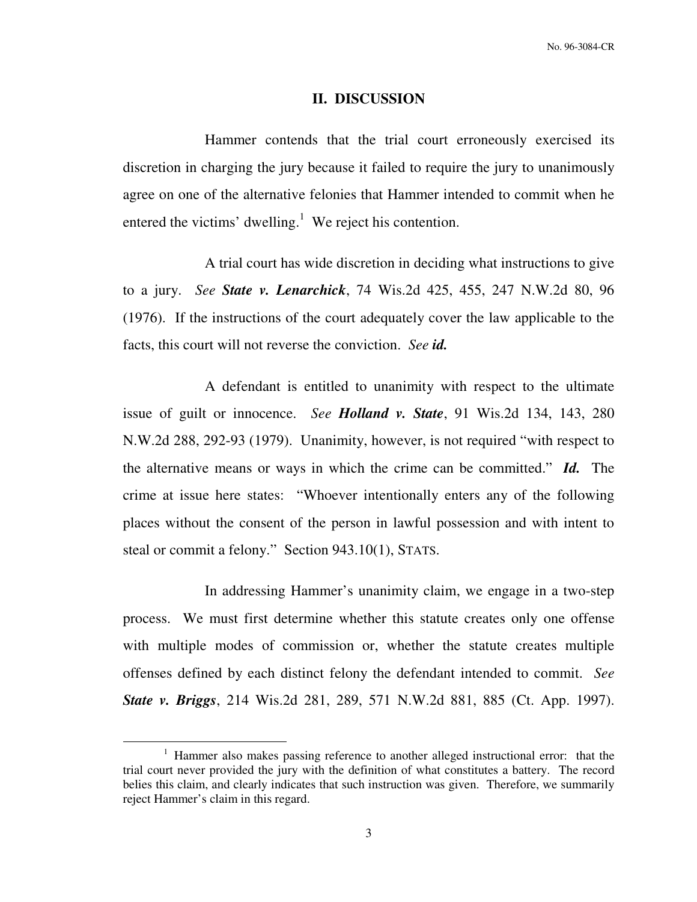## II. DISCUSSION

Hammer contends that the trial court erroneously exercised its discretion in charging the jury because it failed to require the jury to unanimously agree on one of the alternative felonies that Hammer intended to commit when he entered the victims' dwelling.[1] We reject his contention.

A trial court has wide discretion in deciding what instructions to give to a jury. *See* ***State v. Lenarchick***, 74 Wis.2d 425, 455, 247 N.W.2d 80, 96 (1976). If the instructions of the court adequately cover the law applicable to the facts, this court will not reverse the conviction. *See* ***id.***

A defendant is entitled to unanimity with respect to the ultimate issue of guilt or innocence. *See* ***Holland v. State***, 91 Wis.2d 134, 143, 280 N.W.2d 288, 292-93 (1979). Unanimity, however, is not required "with respect to the alternative means or ways in which the crime can be committed." ***Id.*** The crime at issue here states: "Whoever intentionally enters any of the following places without the consent of the person in lawful possession and with intent to steal or commit a felony." Section 943.10(1), STATS.

In addressing Hammer's unanimity claim, we engage in a two-step process. We must first determine whether this statute creates only one offense with multiple modes of commission or, whether the statute creates multiple offenses defined by each distinct felony the defendant intended to commit. *See* ***State v. Briggs***, 214 Wis.2d 281, 289, 571 N.W.2d 881, 885 (Ct. App. 1997).

---

[1] Hammer also makes passing reference to another alleged instructional error: that the trial court never provided the jury with the definition of what constitutes a battery. The record belies this claim, and clearly indicates that such instruction was given. Therefore, we summarily reject Hammer's claim in this regard.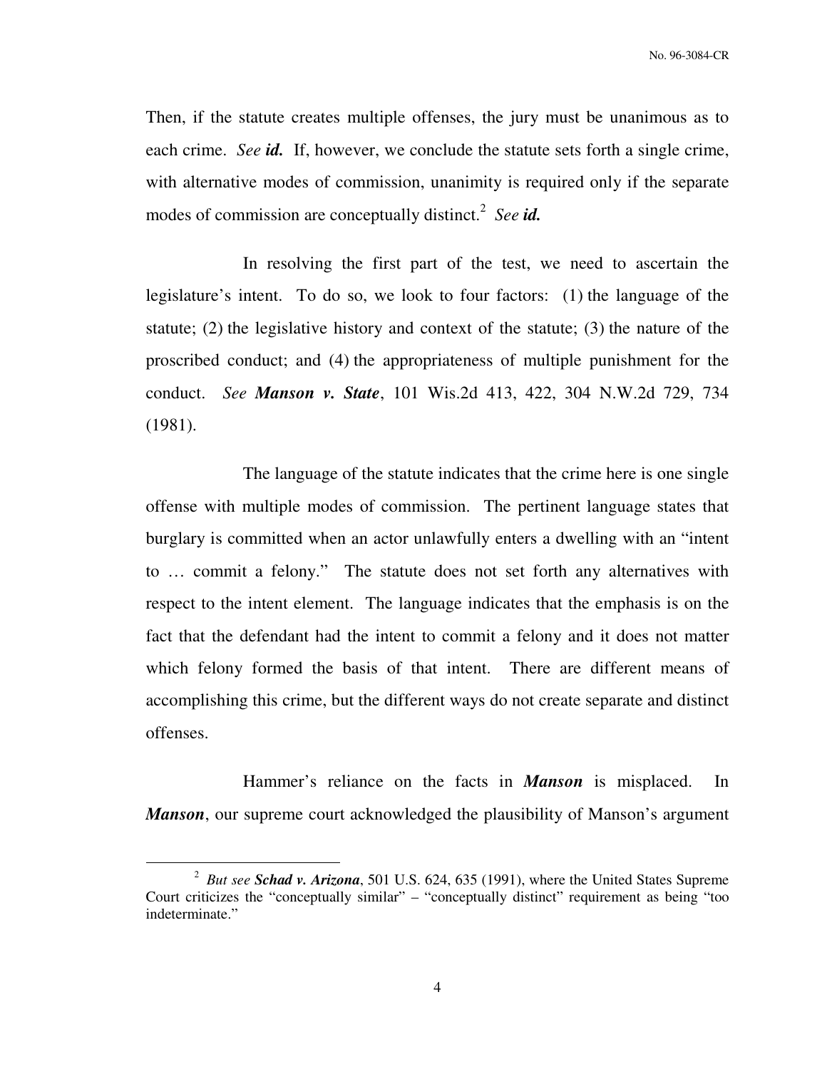Then, if the statute creates multiple offenses, the jury must be unanimous as to each crime. *See **id.*** If, however, we conclude the statute sets forth a single crime, with alternative modes of commission, unanimity is required only if the separate modes of commission are conceptually distinct.[2] *See **id.***

In resolving the first part of the test, we need to ascertain the legislature's intent. To do so, we look to four factors: (1) the language of the statute; (2) the legislative history and context of the statute; (3) the nature of the proscribed conduct; and (4) the appropriateness of multiple punishment for the conduct. *See **Manson v. State***, 101 Wis.2d 413, 422, 304 N.W.2d 729, 734 (1981).

The language of the statute indicates that the crime here is one single offense with multiple modes of commission. The pertinent language states that burglary is committed when an actor unlawfully enters a dwelling with an "intent to … commit a felony." The statute does not set forth any alternatives with respect to the intent element. The language indicates that the emphasis is on the fact that the defendant had the intent to commit a felony and it does not matter which felony formed the basis of that intent. There are different means of accomplishing this crime, but the different ways do not create separate and distinct offenses.

Hammer's reliance on the facts in ***Manson*** is misplaced. In ***Manson***, our supreme court acknowledged the plausibility of Manson's argument

---

[2] *But see **Schad v. Arizona***, 501 U.S. 624, 635 (1991), where the United States Supreme Court criticizes the "conceptually similar" – "conceptually distinct" requirement as being "too indeterminate."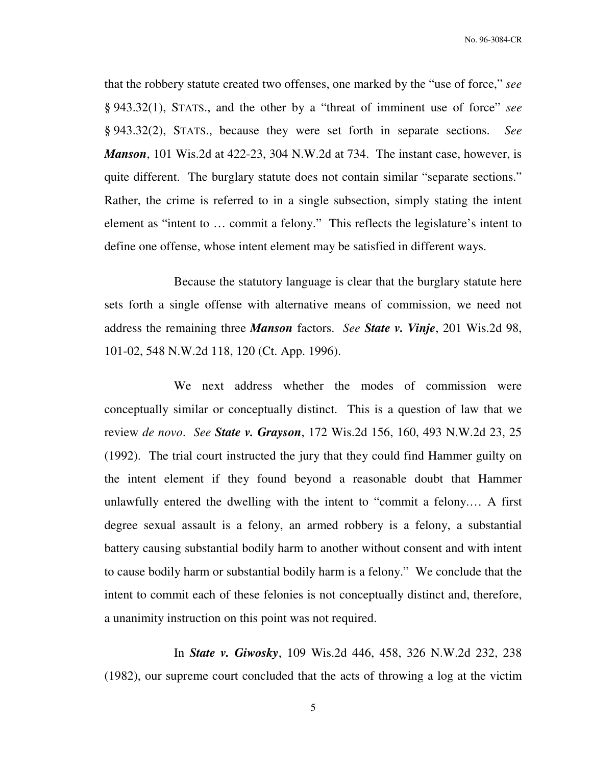that the robbery statute created two offenses, one marked by the "use of force," *see* § 943.32(1), STATS., and the other by a "threat of imminent use of force" *see* § 943.32(2), STATS., because they were set forth in separate sections. *See* ***Manson***, 101 Wis.2d at 422-23, 304 N.W.2d at 734. The instant case, however, is quite different. The burglary statute does not contain similar "separate sections." Rather, the crime is referred to in a single subsection, simply stating the intent element as "intent to … commit a felony." This reflects the legislature's intent to define one offense, whose intent element may be satisfied in different ways.

Because the statutory language is clear that the burglary statute here sets forth a single offense with alternative means of commission, we need not address the remaining three ***Manson*** factors. *See* ***State v. Vinje***, 201 Wis.2d 98, 101-02, 548 N.W.2d 118, 120 (Ct. App. 1996).

We next address whether the modes of commission were conceptually similar or conceptually distinct. This is a question of law that we review *de novo*. *See* ***State v. Grayson***, 172 Wis.2d 156, 160, 493 N.W.2d 23, 25 (1992). The trial court instructed the jury that they could find Hammer guilty on the intent element if they found beyond a reasonable doubt that Hammer unlawfully entered the dwelling with the intent to "commit a felony.… A first degree sexual assault is a felony, an armed robbery is a felony, a substantial battery causing substantial bodily harm to another without consent and with intent to cause bodily harm or substantial bodily harm is a felony." We conclude that the intent to commit each of these felonies is not conceptually distinct and, therefore, a unanimity instruction on this point was not required.

In ***State v. Giwosky***, 109 Wis.2d 446, 458, 326 N.W.2d 232, 238 (1982), our supreme court concluded that the acts of throwing a log at the victim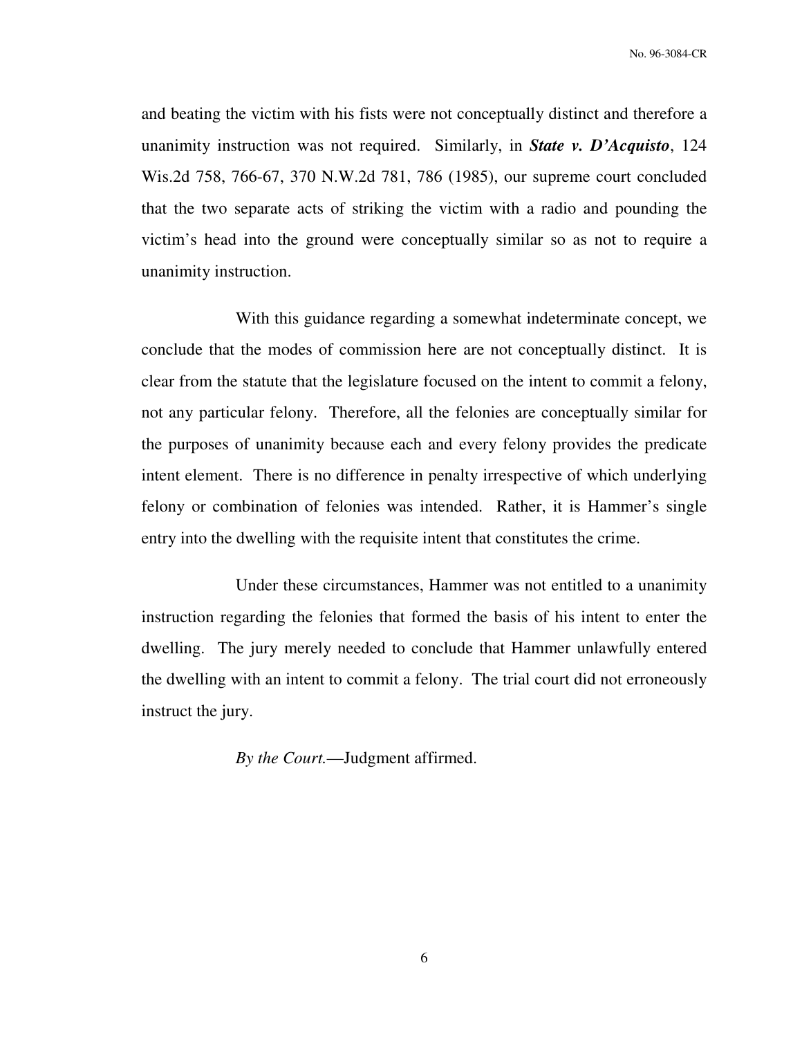and beating the victim with his fists were not conceptually distinct and therefore a unanimity instruction was not required. Similarly, in ***State v. D'Acquisto***, 124 Wis.2d 758, 766-67, 370 N.W.2d 781, 786 (1985), our supreme court concluded that the two separate acts of striking the victim with a radio and pounding the victim's head into the ground were conceptually similar so as not to require a unanimity instruction.

With this guidance regarding a somewhat indeterminate concept, we conclude that the modes of commission here are not conceptually distinct. It is clear from the statute that the legislature focused on the intent to commit a felony, not any particular felony. Therefore, all the felonies are conceptually similar for the purposes of unanimity because each and every felony provides the predicate intent element. There is no difference in penalty irrespective of which underlying felony or combination of felonies was intended. Rather, it is Hammer's single entry into the dwelling with the requisite intent that constitutes the crime.

Under these circumstances, Hammer was not entitled to a unanimity instruction regarding the felonies that formed the basis of his intent to enter the dwelling. The jury merely needed to conclude that Hammer unlawfully entered the dwelling with an intent to commit a felony. The trial court did not erroneously instruct the jury.

*By the Court.*—Judgment affirmed.